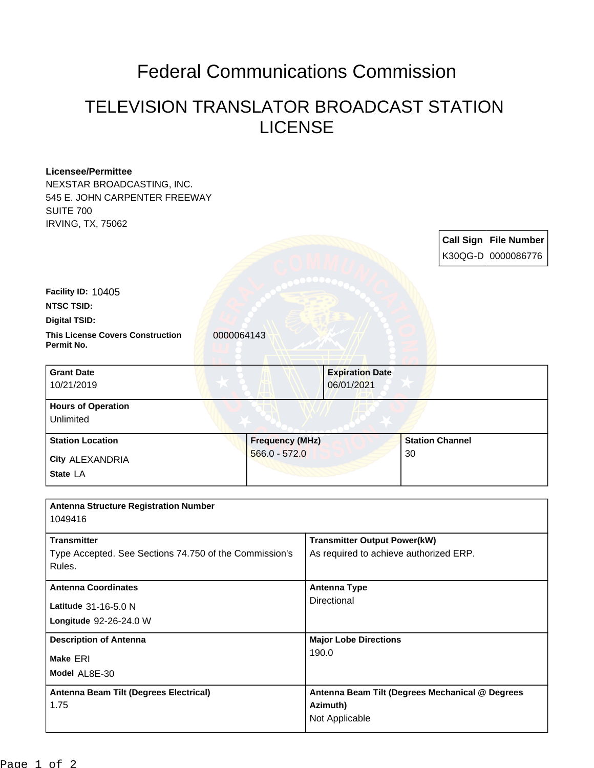# Federal Communications Commission

## TELEVISION TRANSLATOR BROADCAST STATION LICENSE

**Licensee/Permittee**
NEXSTAR BROADCASTING, INC.
545 E. JOHN CARPENTER FREEWAY
SUITE 700
IRVING, TX, 75062

| Call Sign | File Number |
| --- | --- |
| K30QG-D | 0000086776 |

**Facility ID:** 10405

**NTSC TSID:**

**Digital TSID:**

**This License Covers Construction Permit No.** 0000064143

| Grant Date | Expiration Date |
| --- | --- |
| 10/21/2019 | 06/01/2021 |

**Hours of Operation**
Unlimited

| Station Location | Frequency (MHz) | Station Channel |
| --- | --- | --- |
| City ALEXANDRIA<br>State LA | 566.0 - 572.0 | 30 |

**Antenna Structure Registration Number**
1049416

| Transmitter | Transmitter Output Power(kW) |
| --- | --- |
| Type Accepted. See Sections 74.750 of the Commission's Rules. | As required to achieve authorized ERP. |

| Antenna Coordinates | Antenna Type |
| --- | --- |
| Latitude 31-16-5.0 N<br>Longitude 92-26-24.0 W | Directional |

| Description of Antenna | Major Lobe Directions |
| --- | --- |
| Make ERI<br>Model AL8E-30 | 190.0 |

| Antenna Beam Tilt (Degrees Electrical) | Antenna Beam Tilt (Degrees Mechanical @ Degrees Azimuth) |
| --- | --- |
| 1.75 | Not Applicable |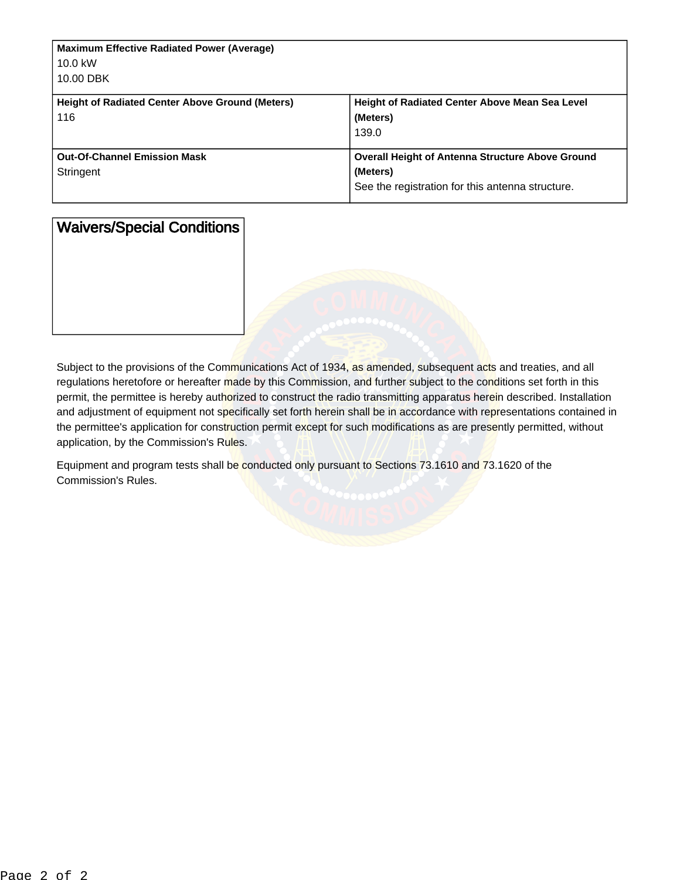| | |
|---|---|
| **Maximum Effective Radiated Power (Average)**<br>10.0 kW<br>10.00 DBK | |
| **Height of Radiated Center Above Ground (Meters)**<br>116 | **Height of Radiated Center Above Mean Sea Level (Meters)**<br>139.0 |
| **Out-Of-Channel Emission Mask**<br>Stringent | **Overall Height of Antenna Structure Above Ground (Meters)**<br>See the registration for this antenna structure. |

## Waivers/Special Conditions

Subject to the provisions of the Communications Act of 1934, as amended, subsequent acts and treaties, and all regulations heretofore or hereafter made by this Commission, and further subject to the conditions set forth in this permit, the permittee is hereby authorized to construct the radio transmitting apparatus herein described. Installation and adjustment of equipment not specifically set forth herein shall be in accordance with representations contained in the permittee's application for construction permit except for such modifications as are presently permitted, without application, by the Commission's Rules.

Equipment and program tests shall be conducted only pursuant to Sections 73.1610 and 73.1620 of the Commission's Rules.